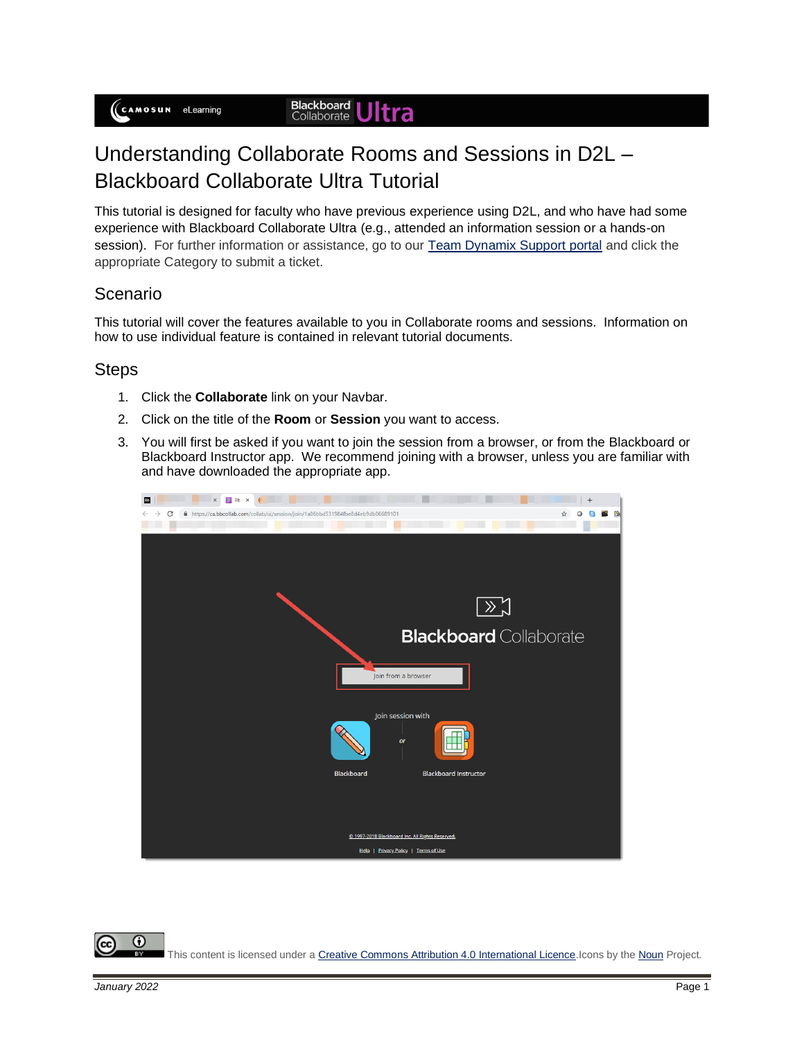# Understanding Collaborate Rooms and Sessions in D2L – Blackboard Collaborate Ultra Tutorial

This tutorial is designed for faculty who have previous experience using D2L, and who have had some experience with Blackboard Collaborate Ultra (e.g., attended an information session or a hands-on session). For further information or assistance, go to our Team Dynamix Support portal and click the appropriate Category to submit a ticket.

## Scenario

This tutorial will cover the features available to you in Collaborate rooms and sessions. Information on how to use individual feature is contained in relevant tutorial documents.

## Steps

1. Click the **Collaborate** link on your Navbar.
2. Click on the title of the **Room** or **Session** you want to access.
3. You will first be asked if you want to join the session from a browser, or from the Blackboard or Blackboard Instructor app. We recommend joining with a browser, unless you are familiar with and have downloaded the appropriate app.

This content is licensed under a Creative Commons Attribution 4.0 International Licence. Icons by the Noun Project.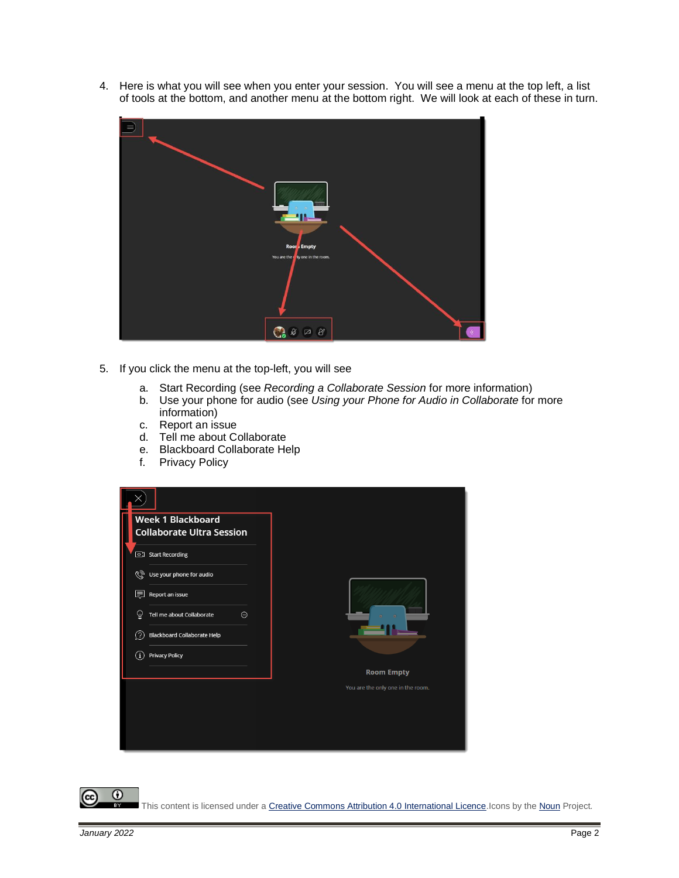4. Here is what you will see when you enter your session. You will see a menu at the top left, a list of tools at the bottom, and another menu at the bottom right. We will look at each of these in turn.

5. If you click the menu at the top-left, you will see

   a. Start Recording (see *Recording a Collaborate Session* for more information)
   b. Use your phone for audio (see *Using your Phone for Audio in Collaborate* for more information)
   c. Report an issue
   d. Tell me about Collaborate
   e. Blackboard Collaborate Help
   f. Privacy Policy

This content is licensed under a Creative Commons Attribution 4.0 International Licence. Icons by the Noun Project.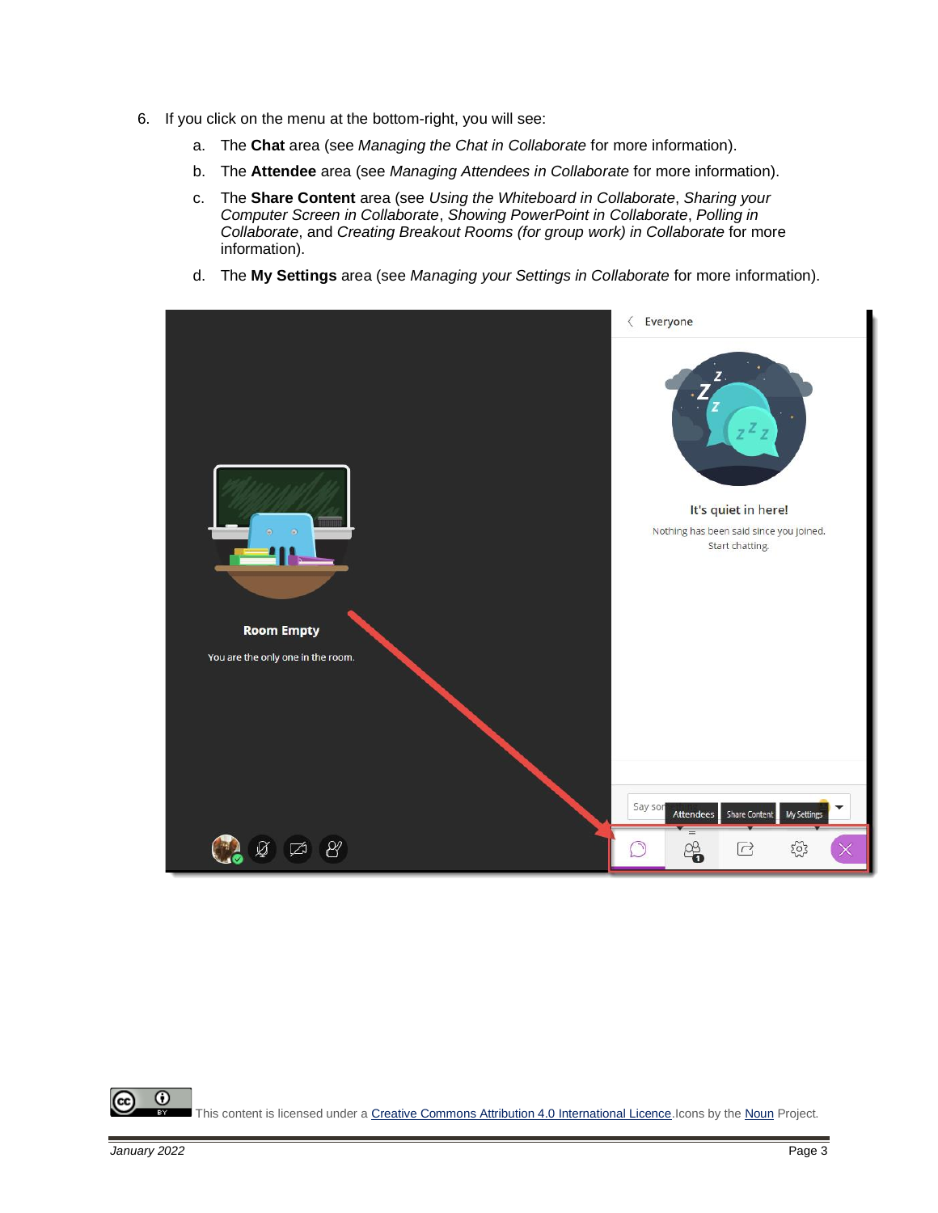6. If you click on the menu at the bottom-right, you will see:

   a. The **Chat** area (see *Managing the Chat in Collaborate* for more information).

   b. The **Attendee** area (see *Managing Attendees in Collaborate* for more information).

   c. The **Share Content** area (see *Using the Whiteboard in Collaborate*, *Sharing your Computer Screen in Collaborate*, *Showing PowerPoint in Collaborate*, *Polling in Collaborate*, and *Creating Breakout Rooms (for group work) in Collaborate* for more information).

   d. The **My Settings** area (see *Managing your Settings in Collaborate* for more information).

This content is licensed under a [Creative Commons Attribution 4.0 International Licence](). Icons by the [Noun]() Project.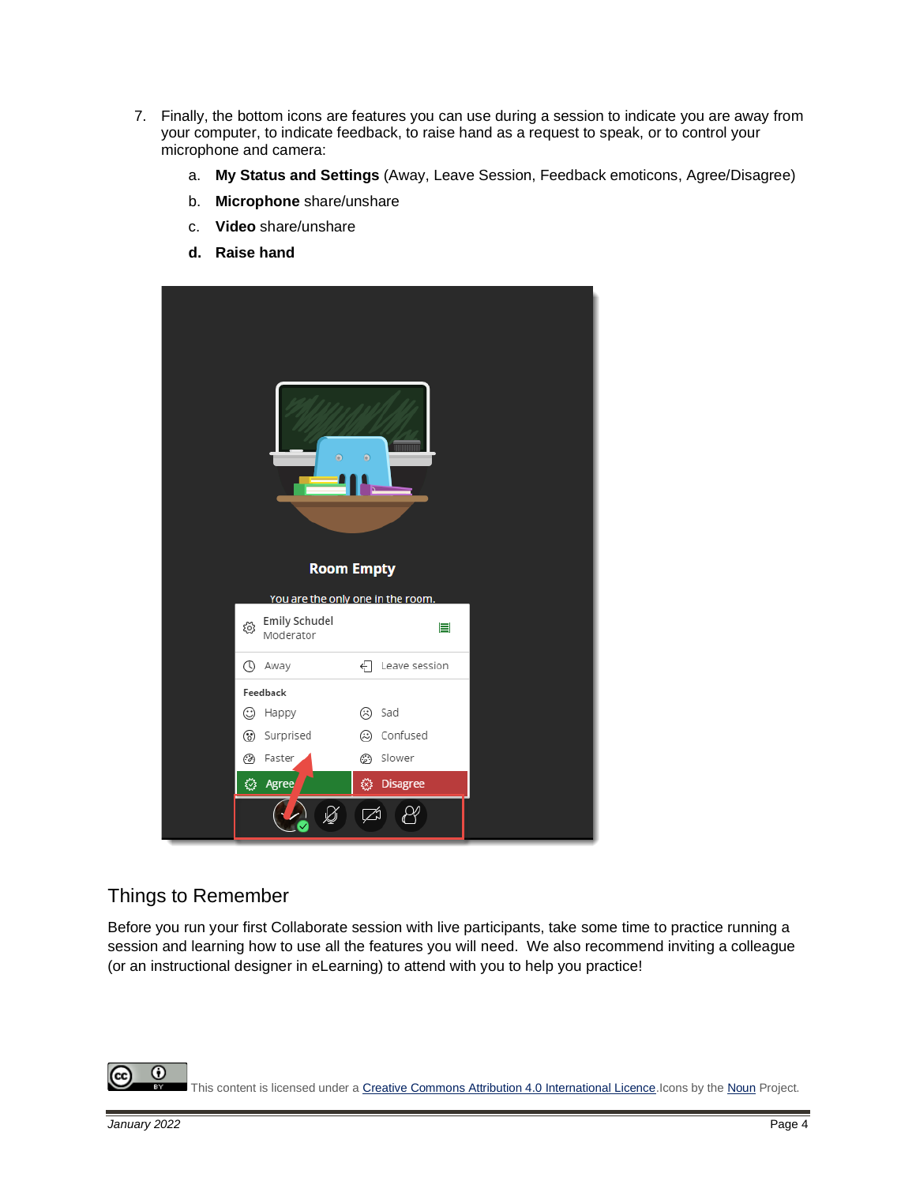7. Finally, the bottom icons are features you can use during a session to indicate you are away from your computer, to indicate feedback, to raise hand as a request to speak, or to control your microphone and camera:
    a. **My Status and Settings** (Away, Leave Session, Feedback emoticons, Agree/Disagree)
    b. **Microphone** share/unshare
    c. **Video** share/unshare
    d. **Raise hand**

## Things to Remember

Before you run your first Collaborate session with live participants, take some time to practice running a session and learning how to use all the features you will need. We also recommend inviting a colleague (or an instructional designer in eLearning) to attend with you to help you practice!

This content is licensed under a Creative Commons Attribution 4.0 International Licence. Icons by the Noun Project.